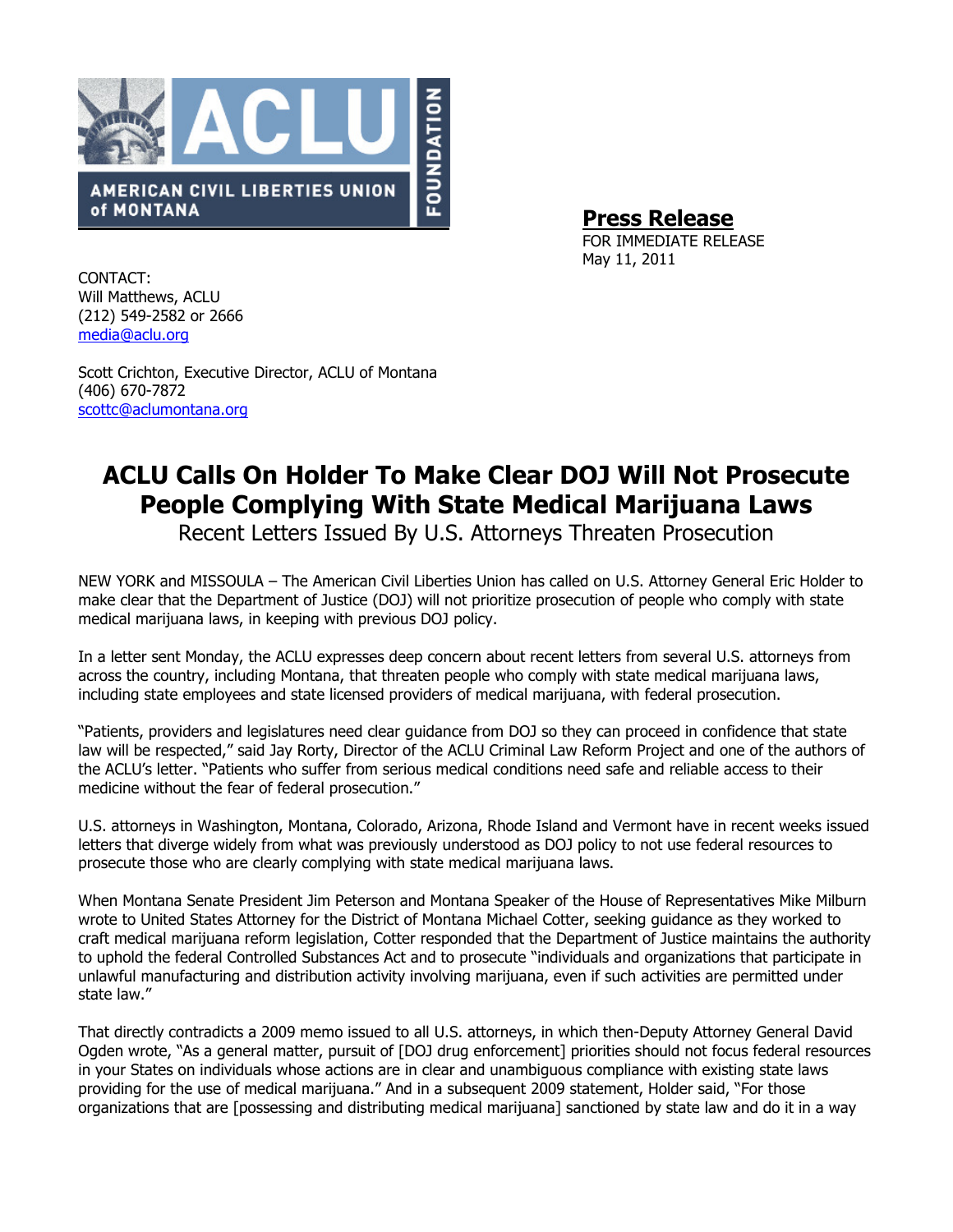AMERICAN CIVIL LIBERTIES UNION of MONTANA — ACLU FOUNDATION

**Press Release**
FOR IMMEDIATE RELEASE
May 11, 2011

CONTACT:
Will Matthews, ACLU
(212) 549-2582 or 2666
media@aclu.org

Scott Crichton, Executive Director, ACLU of Montana
(406) 670-7872
scottc@aclumontana.org

# ACLU Calls On Holder To Make Clear DOJ Will Not Prosecute People Complying With State Medical Marijuana Laws

## Recent Letters Issued By U.S. Attorneys Threaten Prosecution

NEW YORK and MISSOULA – The American Civil Liberties Union has called on U.S. Attorney General Eric Holder to make clear that the Department of Justice (DOJ) will not prioritize prosecution of people who comply with state medical marijuana laws, in keeping with previous DOJ policy.

In a letter sent Monday, the ACLU expresses deep concern about recent letters from several U.S. attorneys from across the country, including Montana, that threaten people who comply with state medical marijuana laws, including state employees and state licensed providers of medical marijuana, with federal prosecution.

"Patients, providers and legislatures need clear guidance from DOJ so they can proceed in confidence that state law will be respected," said Jay Rorty, Director of the ACLU Criminal Law Reform Project and one of the authors of the ACLU's letter. "Patients who suffer from serious medical conditions need safe and reliable access to their medicine without the fear of federal prosecution."

U.S. attorneys in Washington, Montana, Colorado, Arizona, Rhode Island and Vermont have in recent weeks issued letters that diverge widely from what was previously understood as DOJ policy to not use federal resources to prosecute those who are clearly complying with state medical marijuana laws.

When Montana Senate President Jim Peterson and Montana Speaker of the House of Representatives Mike Milburn wrote to United States Attorney for the District of Montana Michael Cotter, seeking guidance as they worked to craft medical marijuana reform legislation, Cotter responded that the Department of Justice maintains the authority to uphold the federal Controlled Substances Act and to prosecute "individuals and organizations that participate in unlawful manufacturing and distribution activity involving marijuana, even if such activities are permitted under state law."

That directly contradicts a 2009 memo issued to all U.S. attorneys, in which then-Deputy Attorney General David Ogden wrote, "As a general matter, pursuit of [DOJ drug enforcement] priorities should not focus federal resources in your States on individuals whose actions are in clear and unambiguous compliance with existing state laws providing for the use of medical marijuana." And in a subsequent 2009 statement, Holder said, "For those organizations that are [possessing and distributing medical marijuana] sanctioned by state law and do it in a way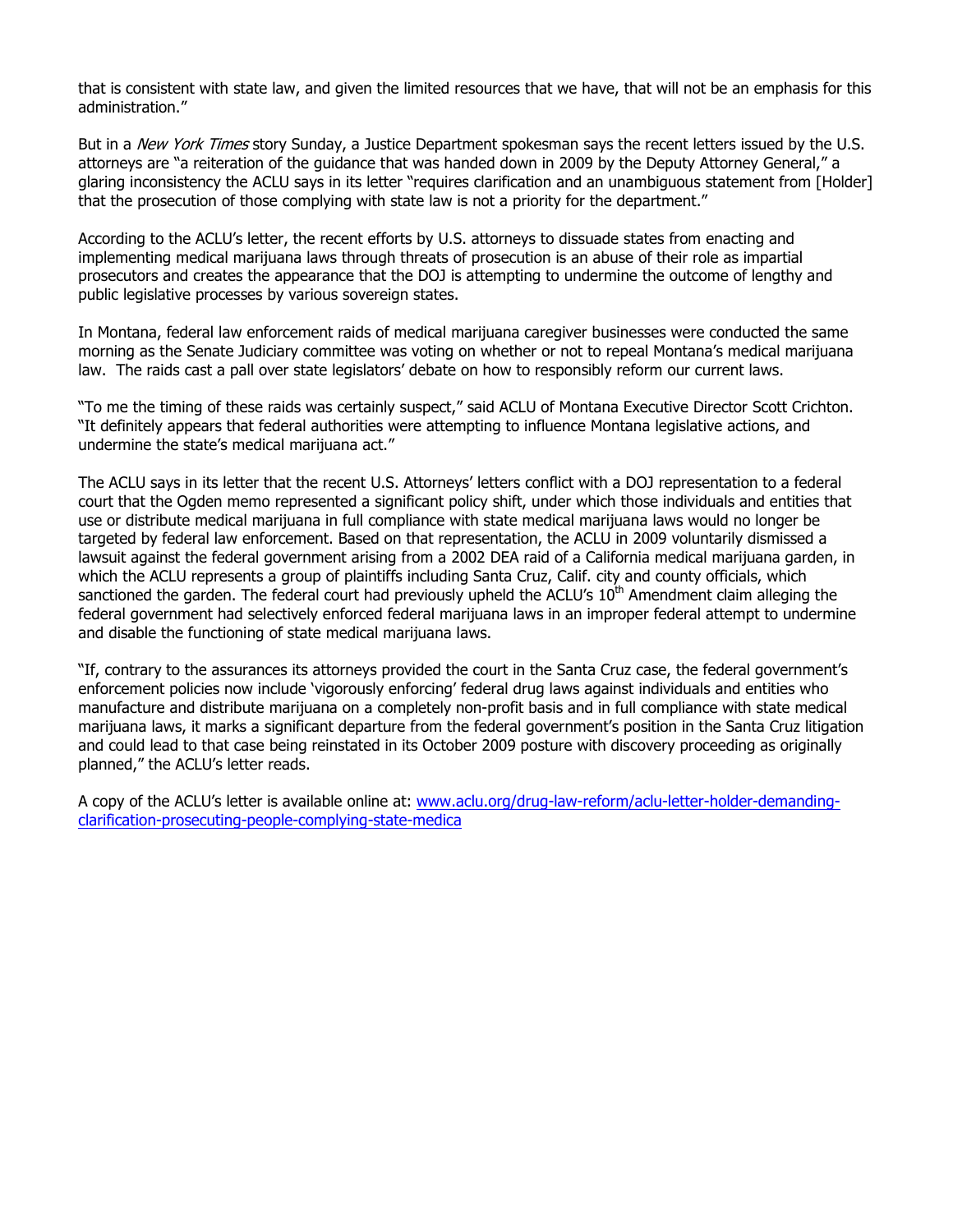that is consistent with state law, and given the limited resources that we have, that will not be an emphasis for this administration."

But in a *New York Times* story Sunday, a Justice Department spokesman says the recent letters issued by the U.S. attorneys are "a reiteration of the guidance that was handed down in 2009 by the Deputy Attorney General," a glaring inconsistency the ACLU says in its letter "requires clarification and an unambiguous statement from [Holder] that the prosecution of those complying with state law is not a priority for the department."

According to the ACLU's letter, the recent efforts by U.S. attorneys to dissuade states from enacting and implementing medical marijuana laws through threats of prosecution is an abuse of their role as impartial prosecutors and creates the appearance that the DOJ is attempting to undermine the outcome of lengthy and public legislative processes by various sovereign states.

In Montana, federal law enforcement raids of medical marijuana caregiver businesses were conducted the same morning as the Senate Judiciary committee was voting on whether or not to repeal Montana's medical marijuana law. The raids cast a pall over state legislators' debate on how to responsibly reform our current laws.

"To me the timing of these raids was certainly suspect," said ACLU of Montana Executive Director Scott Crichton. "It definitely appears that federal authorities were attempting to influence Montana legislative actions, and undermine the state's medical marijuana act."

The ACLU says in its letter that the recent U.S. Attorneys' letters conflict with a DOJ representation to a federal court that the Ogden memo represented a significant policy shift, under which those individuals and entities that use or distribute medical marijuana in full compliance with state medical marijuana laws would no longer be targeted by federal law enforcement. Based on that representation, the ACLU in 2009 voluntarily dismissed a lawsuit against the federal government arising from a 2002 DEA raid of a California medical marijuana garden, in which the ACLU represents a group of plaintiffs including Santa Cruz, Calif. city and county officials, which sanctioned the garden. The federal court had previously upheld the ACLU's 10th Amendment claim alleging the federal government had selectively enforced federal marijuana laws in an improper federal attempt to undermine and disable the functioning of state medical marijuana laws.

"If, contrary to the assurances its attorneys provided the court in the Santa Cruz case, the federal government's enforcement policies now include 'vigorously enforcing' federal drug laws against individuals and entities who manufacture and distribute marijuana on a completely non-profit basis and in full compliance with state medical marijuana laws, it marks a significant departure from the federal government's position in the Santa Cruz litigation and could lead to that case being reinstated in its October 2009 posture with discovery proceeding as originally planned," the ACLU's letter reads.

A copy of the ACLU's letter is available online at: [www.aclu.org/drug-law-reform/aclu-letter-holder-demanding-clarification-prosecuting-people-complying-state-medica](http://www.aclu.org/drug-law-reform/aclu-letter-holder-demanding-clarification-prosecuting-people-complying-state-medica)